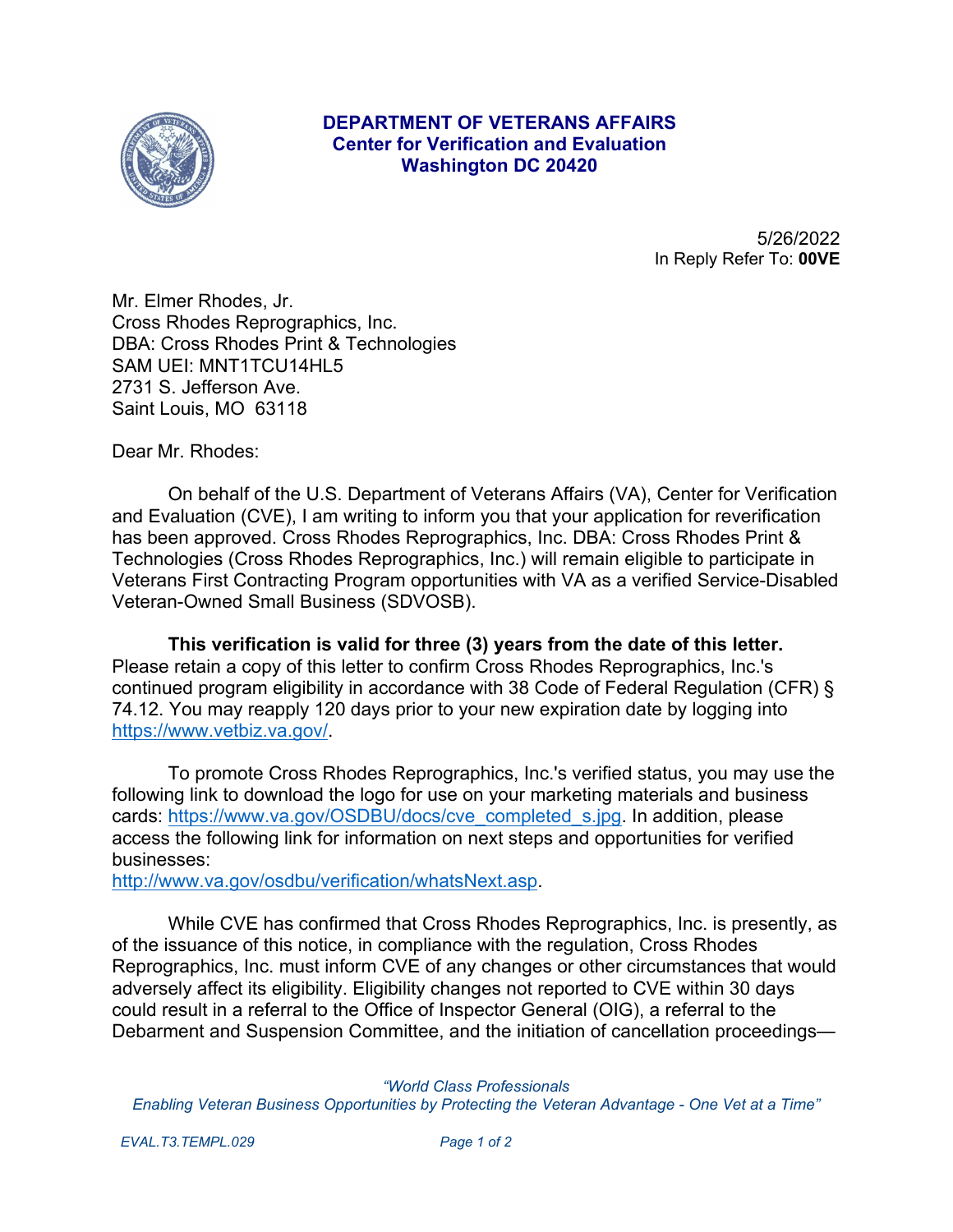**DEPARTMENT OF VETERANS AFFAIRS**
**Center for Verification and Evaluation**
**Washington DC 20420**

5/26/2022
In Reply Refer To: **00VE**

Mr. Elmer Rhodes, Jr.
Cross Rhodes Reprographics, Inc.
DBA: Cross Rhodes Print & Technologies
SAM UEI: MNT1TCU14HL5
2731 S. Jefferson Ave.
Saint Louis, MO 63118

Dear Mr. Rhodes:

On behalf of the U.S. Department of Veterans Affairs (VA), Center for Verification and Evaluation (CVE), I am writing to inform you that your application for reverification has been approved. Cross Rhodes Reprographics, Inc. DBA: Cross Rhodes Print & Technologies (Cross Rhodes Reprographics, Inc.) will remain eligible to participate in Veterans First Contracting Program opportunities with VA as a verified Service-Disabled Veteran-Owned Small Business (SDVOSB).

**This verification is valid for three (3) years from the date of this letter.** Please retain a copy of this letter to confirm Cross Rhodes Reprographics, Inc.'s continued program eligibility in accordance with 38 Code of Federal Regulation (CFR) § 74.12. You may reapply 120 days prior to your new expiration date by logging into https://www.vetbiz.va.gov/.

To promote Cross Rhodes Reprographics, Inc.'s verified status, you may use the following link to download the logo for use on your marketing materials and business cards: https://www.va.gov/OSDBU/docs/cve_completed_s.jpg. In addition, please access the following link for information on next steps and opportunities for verified businesses:
http://www.va.gov/osdbu/verification/whatsNext.asp.

While CVE has confirmed that Cross Rhodes Reprographics, Inc. is presently, as of the issuance of this notice, in compliance with the regulation, Cross Rhodes Reprographics, Inc. must inform CVE of any changes or other circumstances that would adversely affect its eligibility. Eligibility changes not reported to CVE within 30 days could result in a referral to the Office of Inspector General (OIG), a referral to the Debarment and Suspension Committee, and the initiation of cancellation proceedings—

*"World Class Professionals*
*Enabling Veteran Business Opportunities by Protecting the Veteran Advantage - One Vet at a Time"*

*EVAL.T3.TEMPL.029*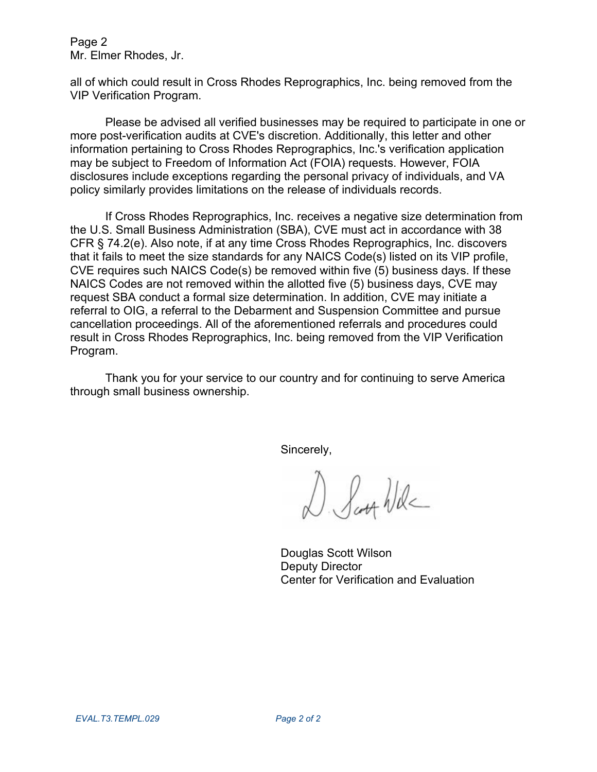all of which could result in Cross Rhodes Reprographics, Inc. being removed from the VIP Verification Program.

Please be advised all verified businesses may be required to participate in one or more post-verification audits at CVE's discretion. Additionally, this letter and other information pertaining to Cross Rhodes Reprographics, Inc.'s verification application may be subject to Freedom of Information Act (FOIA) requests. However, FOIA disclosures include exceptions regarding the personal privacy of individuals, and VA policy similarly provides limitations on the release of individuals records.

If Cross Rhodes Reprographics, Inc. receives a negative size determination from the U.S. Small Business Administration (SBA), CVE must act in accordance with 38 CFR § 74.2(e). Also note, if at any time Cross Rhodes Reprographics, Inc. discovers that it fails to meet the size standards for any NAICS Code(s) listed on its VIP profile, CVE requires such NAICS Code(s) be removed within five (5) business days. If these NAICS Codes are not removed within the allotted five (5) business days, CVE may request SBA conduct a formal size determination. In addition, CVE may initiate a referral to OIG, a referral to the Debarment and Suspension Committee and pursue cancellation proceedings. All of the aforementioned referrals and procedures could result in Cross Rhodes Reprographics, Inc. being removed from the VIP Verification Program.

Thank you for your service to our country and for continuing to serve America through small business ownership.

Sincerely,

D. Scott Wilson

Douglas Scott Wilson
Deputy Director
Center for Verification and Evaluation

*EVAL.T3.TEMPL.029*